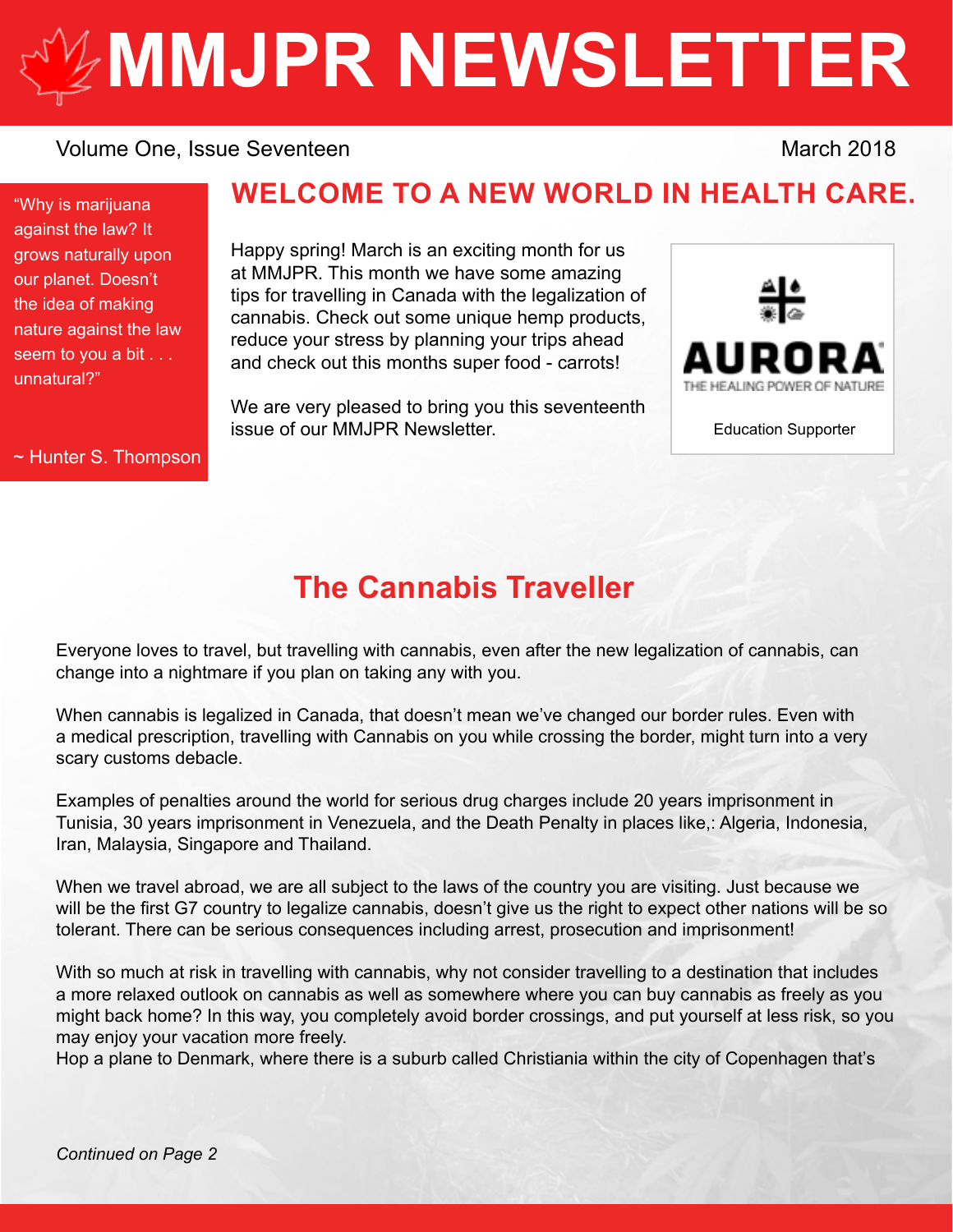# MMJPR NEWSLETTER

Volume One, Issue Seventeen

March 2018

> "Why is marijuana against the law? It grows naturally upon our planet. Doesn't the idea of making nature against the law seem to you a bit . . . unnatural?"
>
> ~ Hunter S. Thompson

## WELCOME TO A NEW WORLD IN HEALTH CARE.

Happy spring! March is an exciting month for us at MMJPR. This month we have some amazing tips for travelling in Canada with the legalization of cannabis. Check out some unique hemp products, reduce your stress by planning your trips ahead and check out this months super food - carrots!

We are very pleased to bring you this seventeenth issue of our MMJPR Newsletter.

AURORA
THE HEALING POWER OF NATURE

Education Supporter

## The Cannabis Traveller

Everyone loves to travel, but travelling with cannabis, even after the new legalization of cannabis, can change into a nightmare if you plan on taking any with you.

When cannabis is legalized in Canada, that doesn't mean we've changed our border rules. Even with a medical prescription, travelling with Cannabis on you while crossing the border, might turn into a very scary customs debacle.

Examples of penalties around the world for serious drug charges include 20 years imprisonment in Tunisia, 30 years imprisonment in Venezuela, and the Death Penalty in places like,: Algeria, Indonesia, Iran, Malaysia, Singapore and Thailand.

When we travel abroad, we are all subject to the laws of the country you are visiting. Just because we will be the first G7 country to legalize cannabis, doesn't give us the right to expect other nations will be so tolerant. There can be serious consequences including arrest, prosecution and imprisonment!

With so much at risk in travelling with cannabis, why not consider travelling to a destination that includes a more relaxed outlook on cannabis as well as somewhere where you can buy cannabis as freely as you might back home? In this way, you completely avoid border crossings, and put yourself at less risk, so you may enjoy your vacation more freely.
Hop a plane to Denmark, where there is a suburb called Christiania within the city of Copenhagen that's

*Continued on Page 2*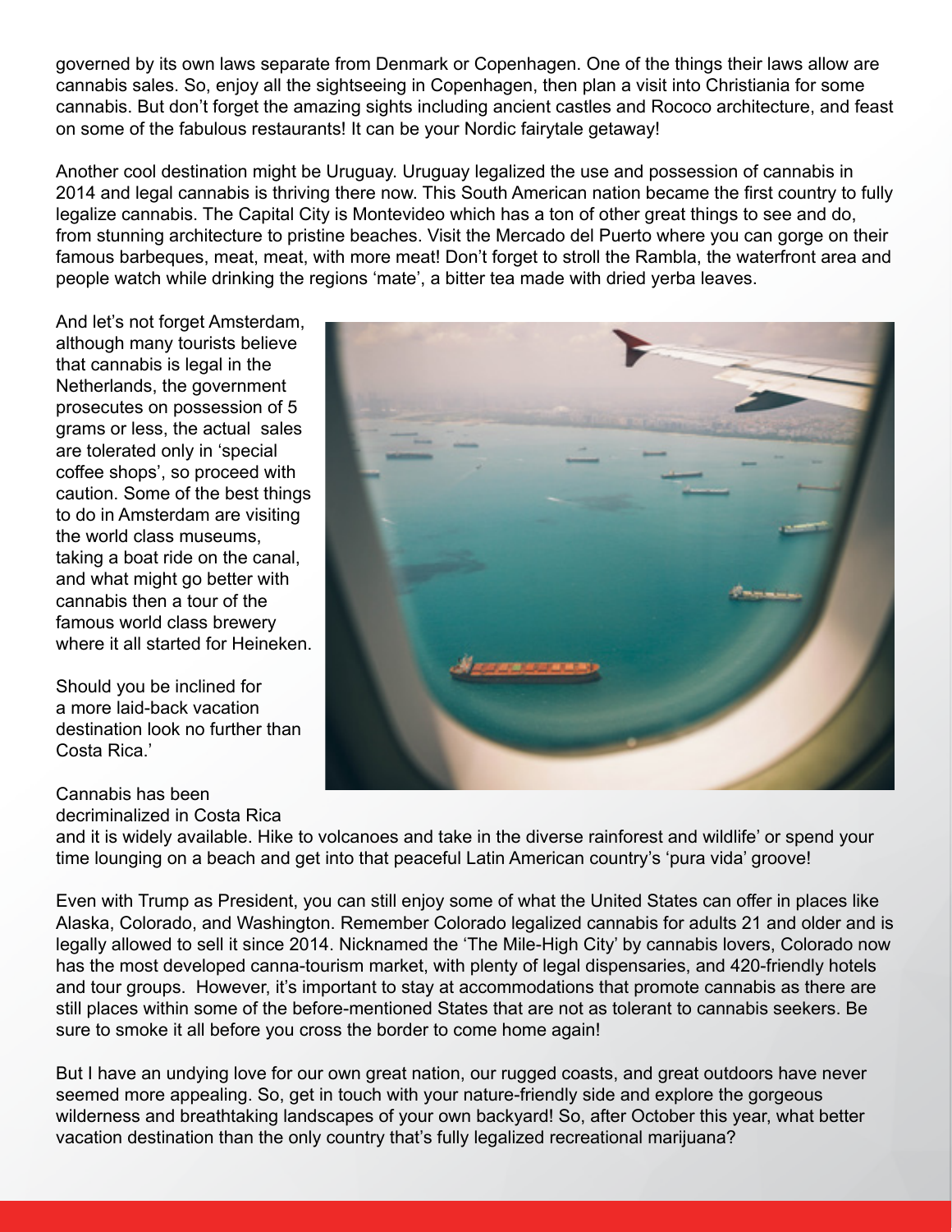governed by its own laws separate from Denmark or Copenhagen. One of the things their laws allow are cannabis sales. So, enjoy all the sightseeing in Copenhagen, then plan a visit into Christiania for some cannabis. But don't forget the amazing sights including ancient castles and Rococo architecture, and feast on some of the fabulous restaurants! It can be your Nordic fairytale getaway!

Another cool destination might be Uruguay. Uruguay legalized the use and possession of cannabis in 2014 and legal cannabis is thriving there now. This South American nation became the first country to fully legalize cannabis. The Capital City is Montevideo which has a ton of other great things to see and do, from stunning architecture to pristine beaches. Visit the Mercado del Puerto where you can gorge on their famous barbeques, meat, meat, with more meat! Don't forget to stroll the Rambla, the waterfront area and people watch while drinking the regions 'mate', a bitter tea made with dried yerba leaves.

And let's not forget Amsterdam, although many tourists believe that cannabis is legal in the Netherlands, the government prosecutes on possession of 5 grams or less, the actual sales are tolerated only in 'special coffee shops', so proceed with caution. Some of the best things to do in Amsterdam are visiting the world class museums, taking a boat ride on the canal, and what might go better with cannabis then a tour of the famous world class brewery where it all started for Heineken.

Should you be inclined for a more laid-back vacation destination look no further than Costa Rica.'

Cannabis has been decriminalized in Costa Rica and it is widely available. Hike to volcanoes and take in the diverse rainforest and wildlife' or spend your time lounging on a beach and get into that peaceful Latin American country's 'pura vida' groove!

Even with Trump as President, you can still enjoy some of what the United States can offer in places like Alaska, Colorado, and Washington. Remember Colorado legalized cannabis for adults 21 and older and is legally allowed to sell it since 2014. Nicknamed the 'The Mile-High City' by cannabis lovers, Colorado now has the most developed canna-tourism market, with plenty of legal dispensaries, and 420-friendly hotels and tour groups. However, it's important to stay at accommodations that promote cannabis as there are still places within some of the before-mentioned States that are not as tolerant to cannabis seekers. Be sure to smoke it all before you cross the border to come home again!

But I have an undying love for our own great nation, our rugged coasts, and great outdoors have never seemed more appealing. So, get in touch with your nature-friendly side and explore the gorgeous wilderness and breathtaking landscapes of your own backyard! So, after October this year, what better vacation destination than the only country that's fully legalized recreational marijuana?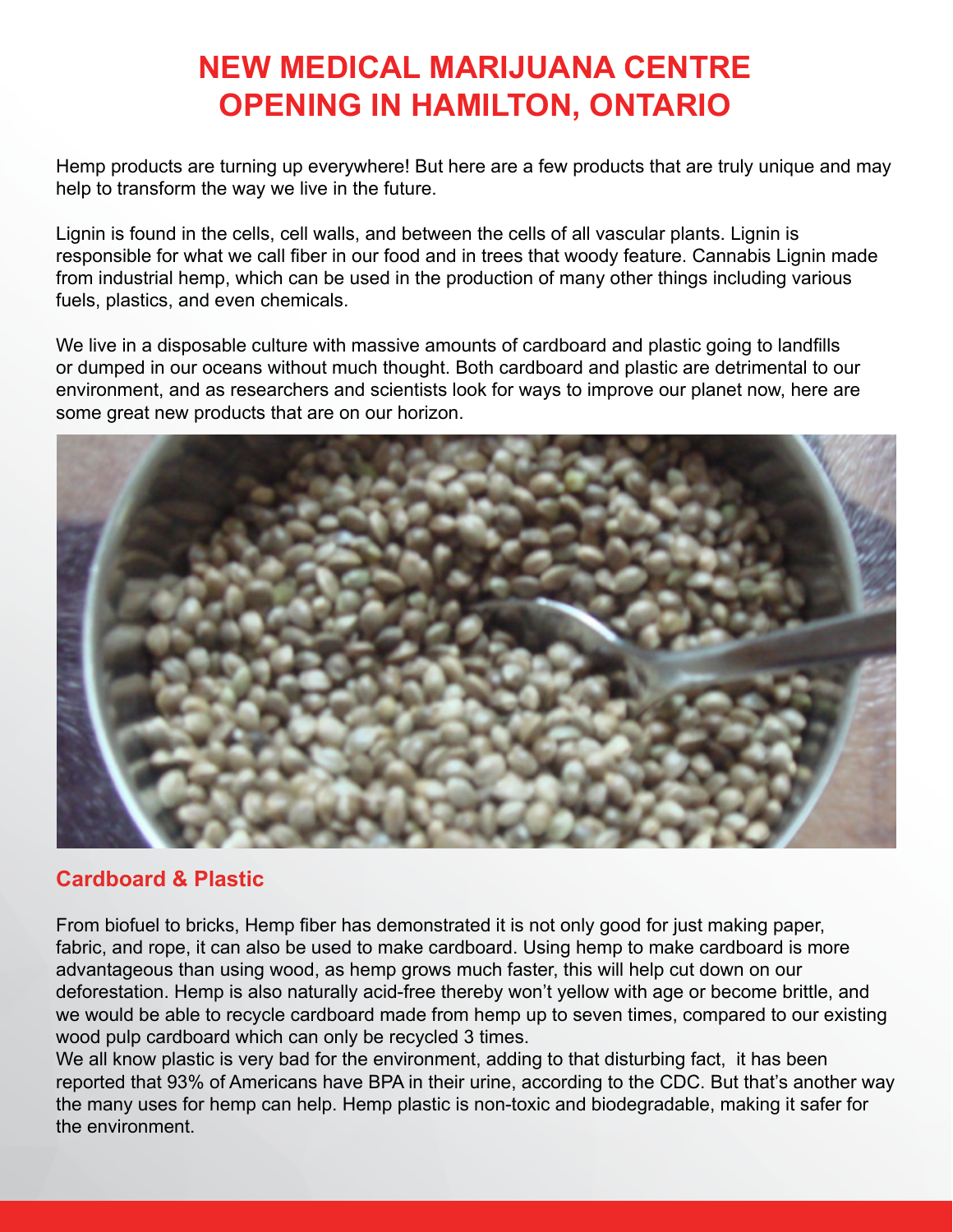# NEW MEDICAL MARIJUANA CENTRE OPENING IN HAMILTON, ONTARIO

Hemp products are turning up everywhere! But here are a few products that are truly unique and may help to transform the way we live in the future.

Lignin is found in the cells, cell walls, and between the cells of all vascular plants. Lignin is responsible for what we call fiber in our food and in trees that woody feature. Cannabis Lignin made from industrial hemp, which can be used in the production of many other things including various fuels, plastics, and even chemicals.

We live in a disposable culture with massive amounts of cardboard and plastic going to landfills or dumped in our oceans without much thought. Both cardboard and plastic are detrimental to our environment, and as researchers and scientists look for ways to improve our planet now, here are some great new products that are on our horizon.

## Cardboard & Plastic

From biofuel to bricks, Hemp fiber has demonstrated it is not only good for just making paper, fabric, and rope, it can also be used to make cardboard. Using hemp to make cardboard is more advantageous than using wood, as hemp grows much faster, this will help cut down on our deforestation. Hemp is also naturally acid-free thereby won't yellow with age or become brittle, and we would be able to recycle cardboard made from hemp up to seven times, compared to our existing wood pulp cardboard which can only be recycled 3 times.

We all know plastic is very bad for the environment, adding to that disturbing fact, it has been reported that 93% of Americans have BPA in their urine, according to the CDC. But that's another way the many uses for hemp can help. Hemp plastic is non-toxic and biodegradable, making it safer for the environment.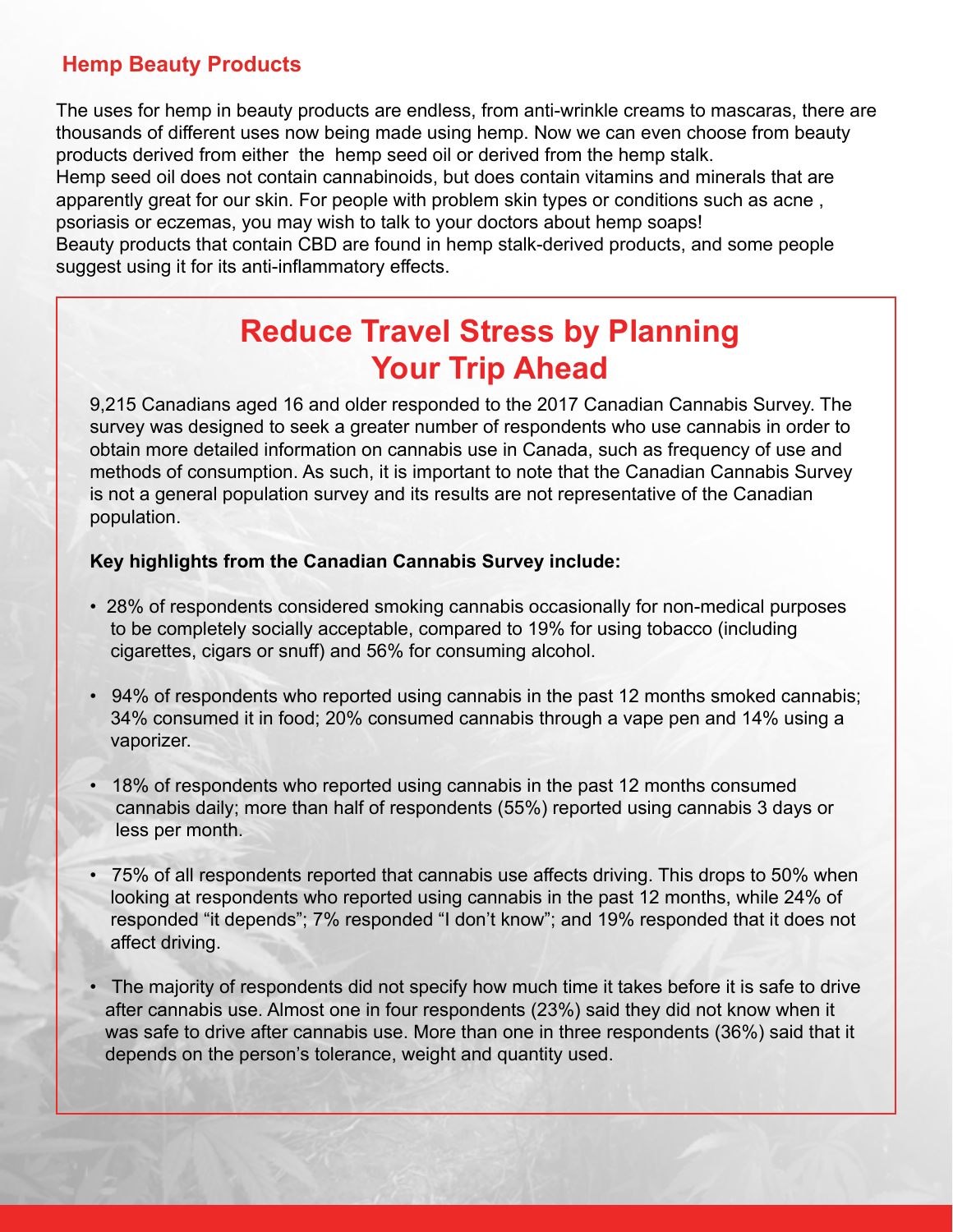## Hemp Beauty Products

The uses for hemp in beauty products are endless, from anti-wrinkle creams to mascaras, there are thousands of different uses now being made using hemp. Now we can even choose from beauty products derived from either the hemp seed oil or derived from the hemp stalk.
Hemp seed oil does not contain cannabinoids, but does contain vitamins and minerals that are apparently great for our skin. For people with problem skin types or conditions such as acne , psoriasis or eczemas, you may wish to talk to your doctors about hemp soaps!
Beauty products that contain CBD are found in hemp stalk-derived products, and some people suggest using it for its anti-inflammatory effects.

# Reduce Travel Stress by Planning Your Trip Ahead

9,215 Canadians aged 16 and older responded to the 2017 Canadian Cannabis Survey. The survey was designed to seek a greater number of respondents who use cannabis in order to obtain more detailed information on cannabis use in Canada, such as frequency of use and methods of consumption. As such, it is important to note that the Canadian Cannabis Survey is not a general population survey and its results are not representative of the Canadian population.

**Key highlights from the Canadian Cannabis Survey include:**

- 28% of respondents considered smoking cannabis occasionally for non-medical purposes to be completely socially acceptable, compared to 19% for using tobacco (including cigarettes, cigars or snuff) and 56% for consuming alcohol.
- 94% of respondents who reported using cannabis in the past 12 months smoked cannabis; 34% consumed it in food; 20% consumed cannabis through a vape pen and 14% using a vaporizer.
- 18% of respondents who reported using cannabis in the past 12 months consumed cannabis daily; more than half of respondents (55%) reported using cannabis 3 days or less per month.
- 75% of all respondents reported that cannabis use affects driving. This drops to 50% when looking at respondents who reported using cannabis in the past 12 months, while 24% of responded "it depends"; 7% responded "I don't know"; and 19% responded that it does not affect driving.
- The majority of respondents did not specify how much time it takes before it is safe to drive after cannabis use. Almost one in four respondents (23%) said they did not know when it was safe to drive after cannabis use. More than one in three respondents (36%) said that it depends on the person's tolerance, weight and quantity used.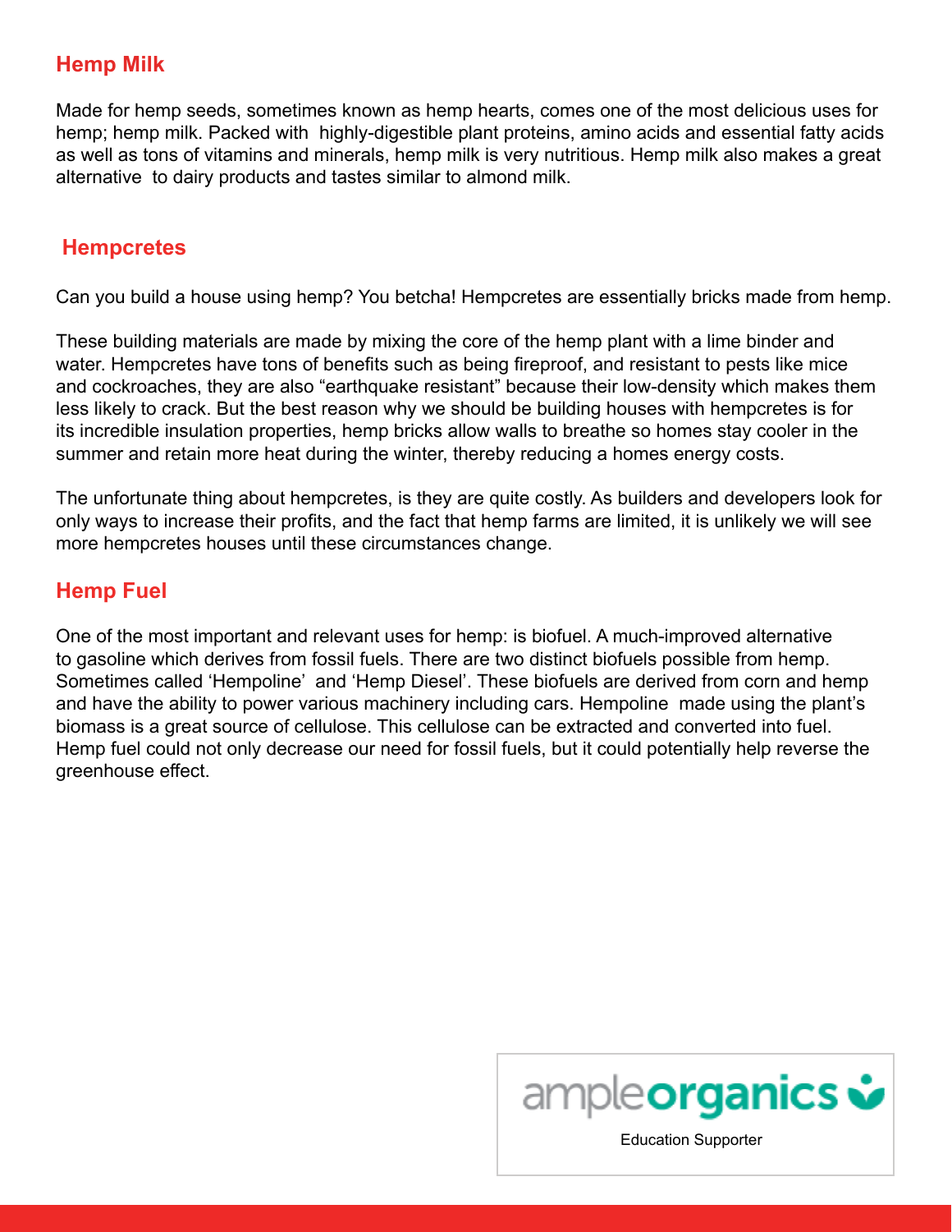## Hemp Milk

Made for hemp seeds, sometimes known as hemp hearts, comes one of the most delicious uses for hemp; hemp milk. Packed with highly-digestible plant proteins, amino acids and essential fatty acids as well as tons of vitamins and minerals, hemp milk is very nutritious. Hemp milk also makes a great alternative to dairy products and tastes similar to almond milk.

## Hempcretes

Can you build a house using hemp? You betcha! Hempcretes are essentially bricks made from hemp.

These building materials are made by mixing the core of the hemp plant with a lime binder and water. Hempcretes have tons of benefits such as being fireproof, and resistant to pests like mice and cockroaches, they are also "earthquake resistant" because their low-density which makes them less likely to crack. But the best reason why we should be building houses with hempcretes is for its incredible insulation properties, hemp bricks allow walls to breathe so homes stay cooler in the summer and retain more heat during the winter, thereby reducing a homes energy costs.

The unfortunate thing about hempcretes, is they are quite costly. As builders and developers look for only ways to increase their profits, and the fact that hemp farms are limited, it is unlikely we will see more hempcretes houses until these circumstances change.

## Hemp Fuel

One of the most important and relevant uses for hemp: is biofuel. A much-improved alternative to gasoline which derives from fossil fuels. There are two distinct biofuels possible from hemp. Sometimes called 'Hempoline' and 'Hemp Diesel'. These biofuels are derived from corn and hemp and have the ability to power various machinery including cars. Hempoline made using the plant's biomass is a great source of cellulose. This cellulose can be extracted and converted into fuel. Hemp fuel could not only decrease our need for fossil fuels, but it could potentially help reverse the greenhouse effect.

ampleorganics

Education Supporter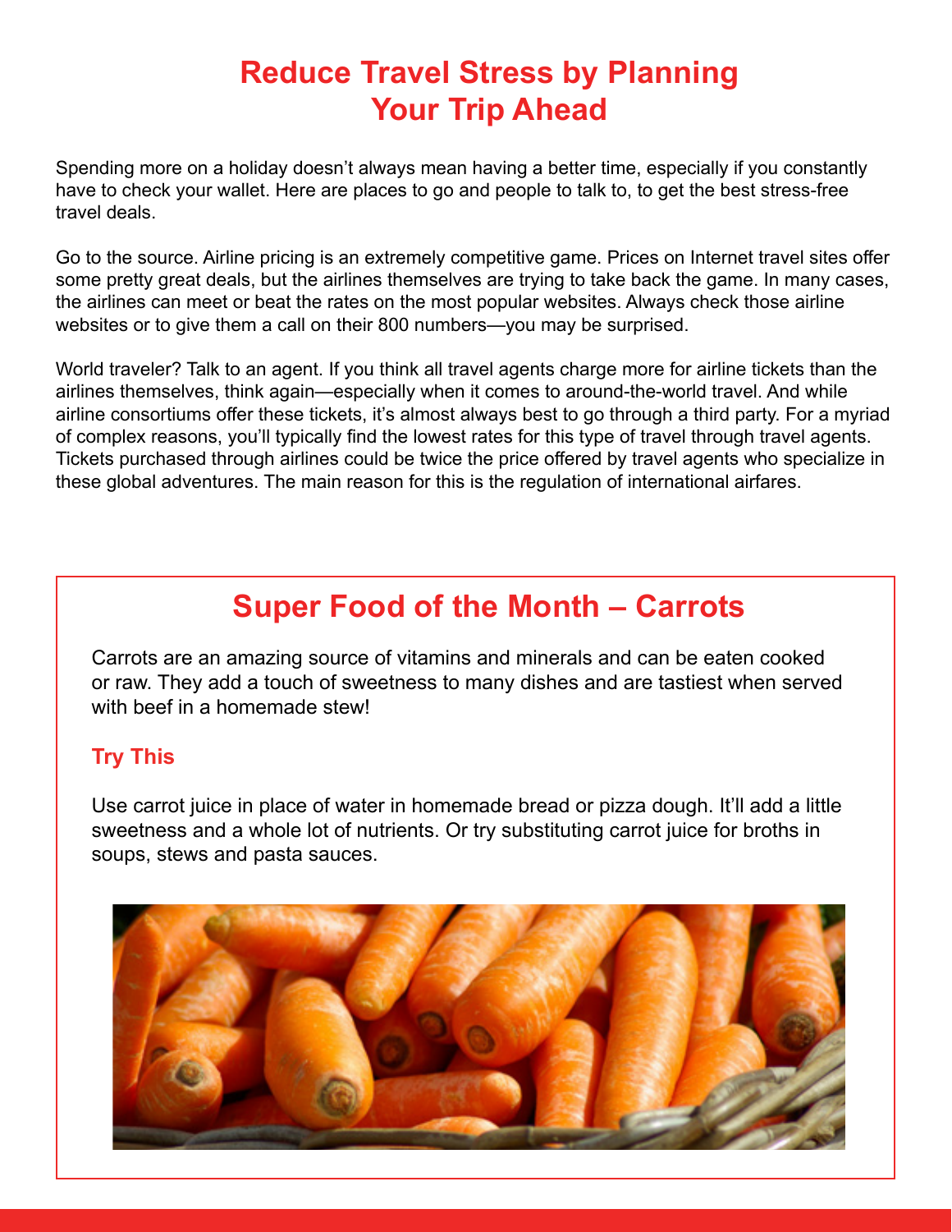# Reduce Travel Stress by Planning Your Trip Ahead

Spending more on a holiday doesn't always mean having a better time, especially if you constantly have to check your wallet. Here are places to go and people to talk to, to get the best stress-free travel deals.

Go to the source. Airline pricing is an extremely competitive game. Prices on Internet travel sites offer some pretty great deals, but the airlines themselves are trying to take back the game. In many cases, the airlines can meet or beat the rates on the most popular websites. Always check those airline websites or to give them a call on their 800 numbers—you may be surprised.

World traveler? Talk to an agent. If you think all travel agents charge more for airline tickets than the airlines themselves, think again—especially when it comes to around-the-world travel. And while airline consortiums offer these tickets, it's almost always best to go through a third party. For a myriad of complex reasons, you'll typically find the lowest rates for this type of travel through travel agents. Tickets purchased through airlines could be twice the price offered by travel agents who specialize in these global adventures. The main reason for this is the regulation of international airfares.

## Super Food of the Month – Carrots

Carrots are an amazing source of vitamins and minerals and can be eaten cooked or raw. They add a touch of sweetness to many dishes and are tastiest when served with beef in a homemade stew!

### Try This

Use carrot juice in place of water in homemade bread or pizza dough. It'll add a little sweetness and a whole lot of nutrients. Or try substituting carrot juice for broths in soups, stews and pasta sauces.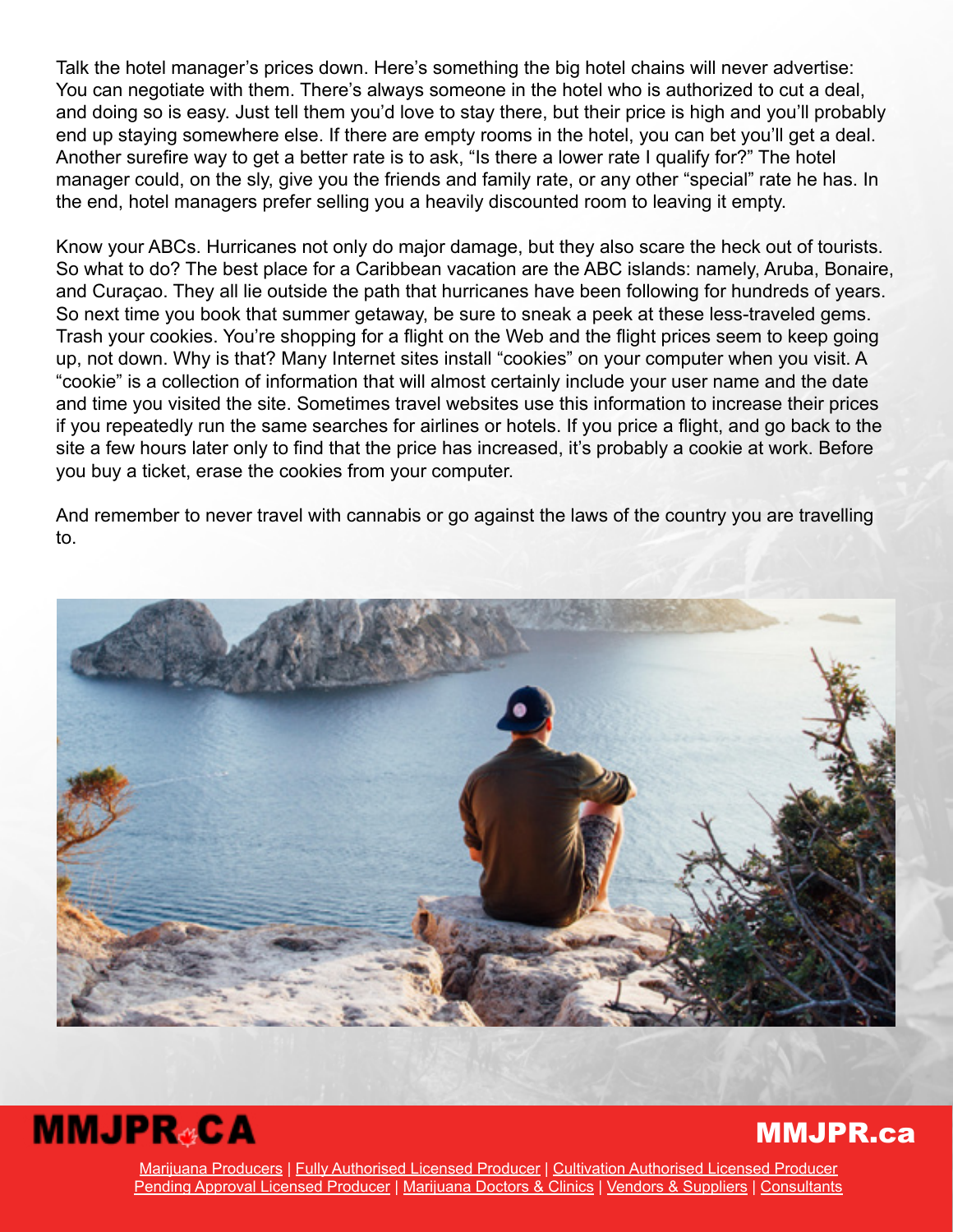Talk the hotel manager's prices down. Here's something the big hotel chains will never advertise: You can negotiate with them. There's always someone in the hotel who is authorized to cut a deal, and doing so is easy. Just tell them you'd love to stay there, but their price is high and you'll probably end up staying somewhere else. If there are empty rooms in the hotel, you can bet you'll get a deal. Another surefire way to get a better rate is to ask, "Is there a lower rate I qualify for?" The hotel manager could, on the sly, give you the friends and family rate, or any other "special" rate he has. In the end, hotel managers prefer selling you a heavily discounted room to leaving it empty.

Know your ABCs. Hurricanes not only do major damage, but they also scare the heck out of tourists. So what to do? The best place for a Caribbean vacation are the ABC islands: namely, Aruba, Bonaire, and Curaçao. They all lie outside the path that hurricanes have been following for hundreds of years. So next time you book that summer getaway, be sure to sneak a peek at these less-traveled gems. Trash your cookies. You're shopping for a flight on the Web and the flight prices seem to keep going up, not down. Why is that? Many Internet sites install "cookies" on your computer when you visit. A "cookie" is a collection of information that will almost certainly include your user name and the date and time you visited the site. Sometimes travel websites use this information to increase their prices if you repeatedly run the same searches for airlines or hotels. If you price a flight, and go back to the site a few hours later only to find that the price has increased, it's probably a cookie at work. Before you buy a ticket, erase the cookies from your computer.

And remember to never travel with cannabis or go against the laws of the country you are travelling to.

MMJPR.CA

MMJPR.ca

Marijuana Producers | Fully Authorised Licensed Producer | Cultivation Authorised Licensed Producer
Pending Approval Licensed Producer | Marijuana Doctors & Clinics | Vendors & Suppliers | Consultants